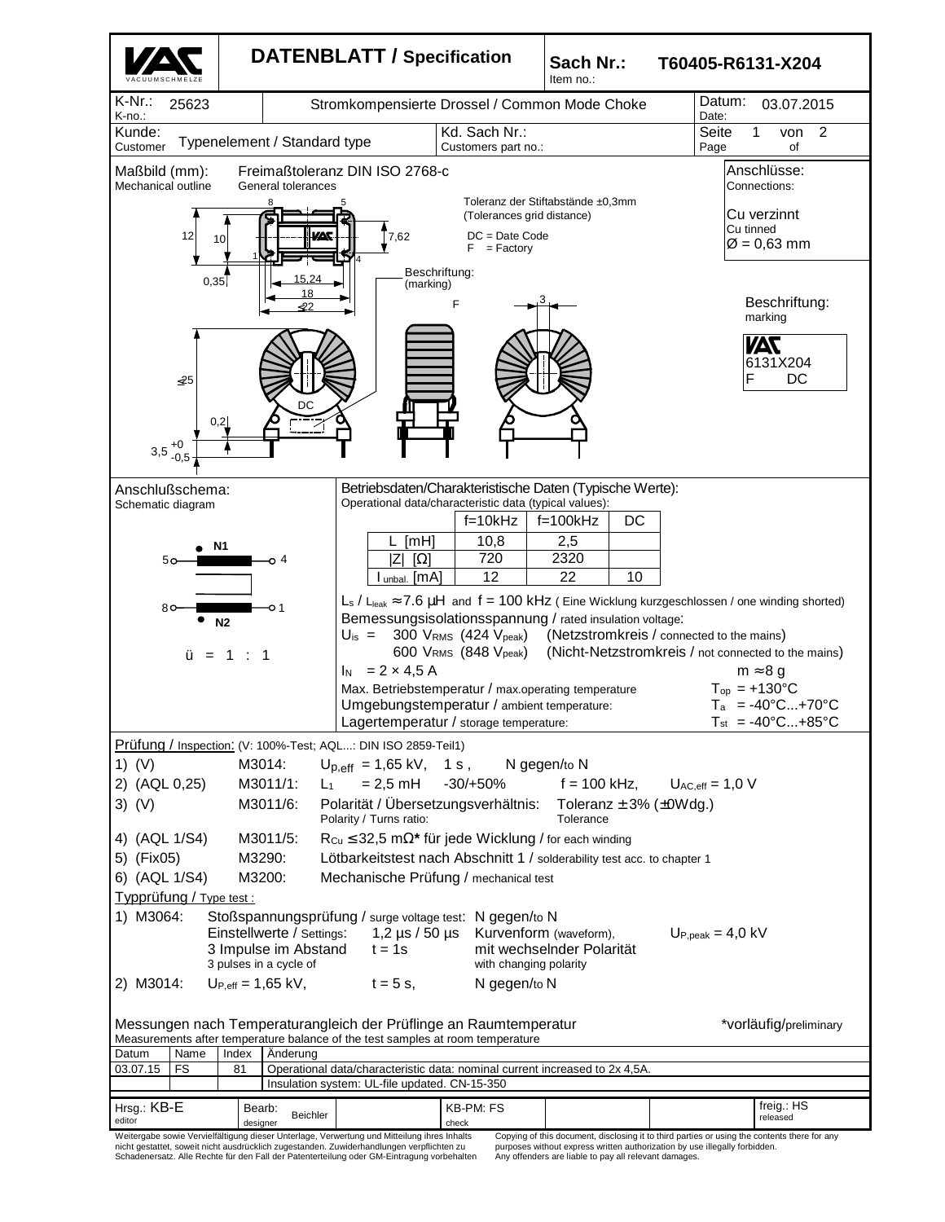# DATENBLATT / Specification

**Sach Nr.: / Item no.:** T60405-R6131-X204

| | |
|---|---|
| K-Nr.: / K-no.: | 25623 |
| Stromkompensierte Drossel / Common Mode Choke | |
| Datum: / Date: | 03.07.2015 |
| Kunde: / Customer | Typenelement / Standard type |
| Kd. Sach Nr.: / Customers part no.: | |
| Seite / Page | 1 von / of 2 |

## Maßbild (mm): / Mechanical outline

Freimaßtoleranz DIN ISO 2768-c / General tolerances

Toleranz der Stiftabstände ±0,3mm (Tolerances grid distance)

DC = Date Code
F = Factory

Beschriftung: (marking)

Dimensions: 12; 10; 7,62; 0,35; 15,24; 18; ≤22; ≤25; 0,2; 3,5 +0/-0,5; 3

Pins: 8, 5, 1, 4

### Anschlüsse: / Connections:

Cu verzinnt / Cu tinned
Ø = 0,63 mm

### Beschriftung: / marking

VAC
6131X204
F DC

## Anschlußschema: / Schematic diagram

5 — N1 — 4
8 — N2 — 1

ü = 1 : 1

## Betriebsdaten/Charakteristische Daten (Typische Werte): / Operational data/characteristic data (typical values):

| | f=10kHz | f=100kHz | DC |
|---|---|---|---|
| L [mH] | 10,8 | 2,5 | |
| \|Z\| [Ω] | 720 | 2320 | |
| $I_{unbal.}$ [mA] | 12 | 22 | 10 |

$L_s$ / $L_{leak}$ ≈ 7.6 µH and f = 100 kHz ( Eine Wicklung kurzgeschlossen / one winding shorted)

Bemessungsisolationsspannung / rated insulation voltage:

$U_{is}$ = 300 $V_{RMS}$ (424 $V_{peak}$) (Netzstromkreis / connected to the mains)
600 $V_{RMS}$ (848 $V_{peak}$) (Nicht-Netzstromkreis / not connected to the mains)

$I_N$ = 2 × 4,5 A — m ≈ 8 g

Max. Betriebstemperatur / max.operating temperature: $T_{op}$ = +130°C
Umgebungstemperatur / ambient temperature: $T_a$ = -40°C...+70°C
Lagertemperatur / storage temperature: $T_{st}$ = -40°C...+85°C

## Prüfung / Inspection: (V: 100%-Test; AQL...: DIN ISO 2859-Teil1)

1) (V) M3014: $U_{p,eff}$ = 1,65 kV, 1 s, N gegen/to N
2) (AQL 0,25) M3011/1: $L_1$ = 2,5 mH -30/+50% f = 100 kHz, $U_{AC,eff}$ = 1,0 V
3) (V) M3011/6: Polarität / Übersetzungsverhältnis: / Polarity / Turns ratio: Toleranz ± 3% (±0Wdg.) / Tolerance
4) (AQL 1/S4) M3011/5: $R_{Cu}$ ≤ 32,5 mΩ* für jede Wicklung / for each winding
5) (Fix05) M3290: Lötbarkeitstest nach Abschnitt 1 / solderability test acc. to chapter 1
6) (AQL 1/S4) M3200: Mechanische Prüfung / mechanical test

### Typprüfung / Type test :

1) M3064: Stoßspannungsprüfung / surge voltage test: N gegen/to N
Einstellwerte / Settings: 1,2 µs / 50 µs Kurvenform (waveform), $U_{P,peak}$ = 4,0 kV
3 Impulse im Abstand / 3 pulses in a cycle of t = 1s mit wechselnder Polarität / with changing polarity

2) M3014: $U_{P,eff}$ = 1,65 kV, t = 5 s, N gegen/to N

Messungen nach Temperaturangleich der Prüflinge an Raumtemperatur
Measurements after temperature balance of the test samples at room temperature

*vorläufig/preliminary

| Datum | Name | Index | Änderung |
|---|---|---|---|
| 03.07.15 | FS | 81 | Operational data/characteristic data: nominal current increased to 2x 4,5A. |
| | | | Insulation system: UL-file updated. CN-15-350 |

| Hrsg.: KB-E (editor) | Bearb.: Beichler (designer) | KB-PM: FS (check) | freig.: HS (released) |
|---|---|---|---|

Weitergabe sowie Vervielfältigung dieser Unterlage, Verwertung und Mitteilung ihres Inhalts nicht gestattet, soweit nicht ausdrücklich zugestanden. Zuwiderhandlungen verpflichten zu Schadenersatz. Alle Rechte für den Fall der Patenterteilung oder GM-Eintragung vorbehalten

Copying of this document, disclosing it to third parties or using the contents there for any purposes without express written authorization by use illegally forbidden. Any offenders are liable to pay all relevant damages.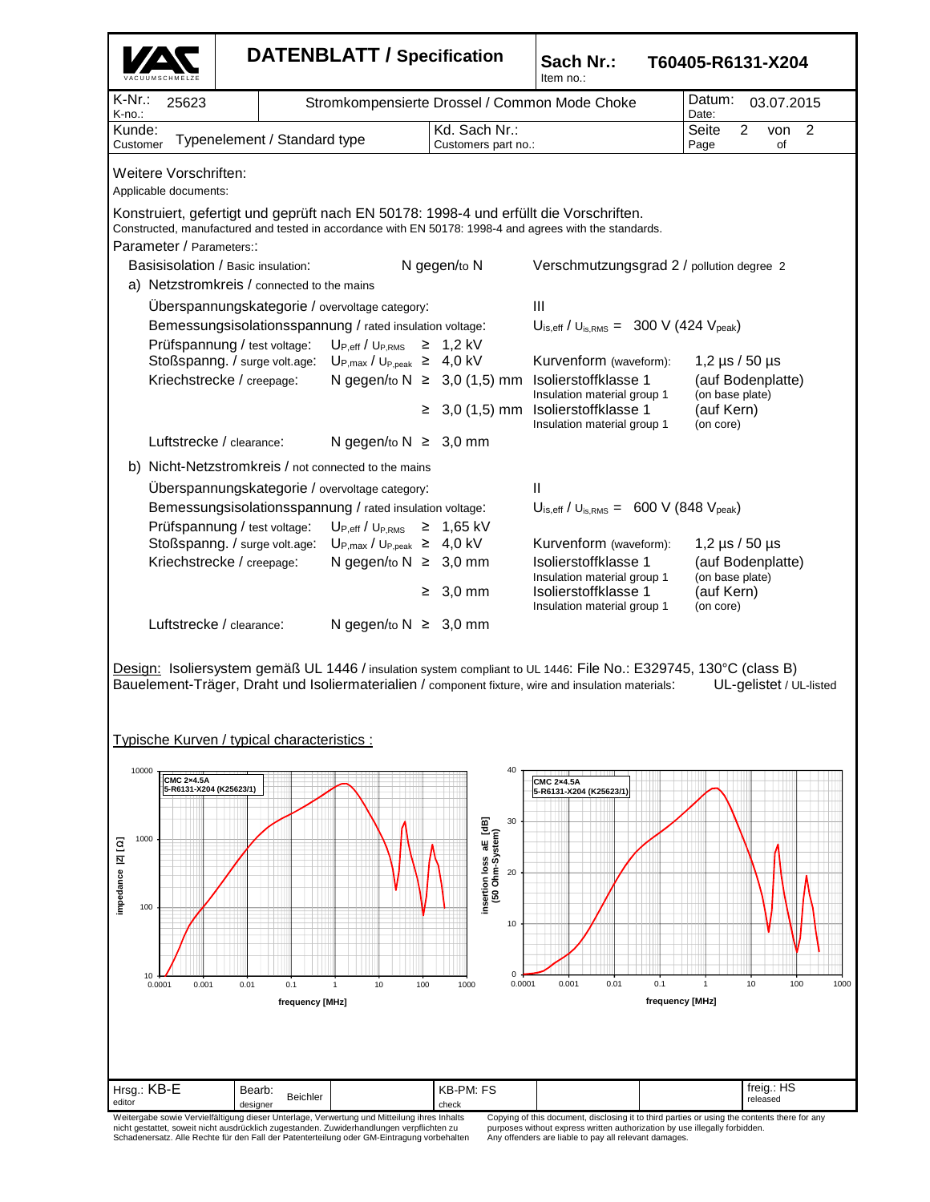# DATENBLATT / Specification

**Sach Nr.:** T60405-R6131-X204
Item no.:

| | | | |
|---|---|---|---|
| K-Nr.: / K-no.: 25623 | Stromkompensierte Drossel / Common Mode Choke | | Datum: / Date: 03.07.2015 |
| Kunde: / Customer: Typenelement / Standard type | Kd. Sach Nr.: / Customers part no.: | | Seite 2 von 2 / Page of |

Weitere Vorschriften:
Applicable documents:

Konstruiert, gefertigt und geprüft nach EN 50178: 1998-4 und erfüllt die Vorschriften.
Constructed, manufactured and tested in accordance with EN 50178: 1998-4 and agrees with the standards.

Parameter / Parameters::

Basisisolation / Basic insulation: N gegen/to N — Verschmutzungsgrad 2 / pollution degree 2

a) Netzstromkreis / connected to the mains

| | | |
|---|---|---|
| Überspannungskategorie / overvoltage category: | | III |
| Bemessungsisolationsspannung / rated insulation voltage: | | $U_{is,eff}$ / $U_{is,RMS}$ = 300 V (424 $V_{peak}$) |
| Prüfspannung / test voltage: | $U_{P,eff}$ / $U_{P,RMS}$ ≥ 1,2 kV | |
| Stoßspanng. / surge volt.age: | $U_{P,max}$ / $U_{P,peak}$ ≥ 4,0 kV | Kurvenform (waveform): 1,2 µs / 50 µs |
| Kriechstrecke / creepage: | N gegen/to N ≥ 3,0 (1,5) mm | Isolierstoffklasse 1 / Insulation material group 1 — (auf Bodenplatte) / (on base plate) |
| | ≥ 3,0 (1,5) mm | Isolierstoffklasse 1 / Insulation material group 1 — (auf Kern) / (on core) |
| Luftstrecke / clearance: | N gegen/to N ≥ 3,0 mm | |

b) Nicht-Netzstromkreis / not connected to the mains

| | | |
|---|---|---|
| Überspannungskategorie / overvoltage category: | | II |
| Bemessungsisolationsspannung / rated insulation voltage: | | $U_{is,eff}$ / $U_{is,RMS}$ = 600 V (848 $V_{peak}$) |
| Prüfspannung / test voltage: | $U_{P,eff}$ / $U_{P,RMS}$ ≥ 1,65 kV | |
| Stoßspanng. / surge volt.age: | $U_{P,max}$ / $U_{P,peak}$ ≥ 4,0 kV | Kurvenform (waveform): 1,2 µs / 50 µs |
| Kriechstrecke / creepage: | N gegen/to N ≥ 3,0 mm | Isolierstoffklasse 1 / Insulation material group 1 — (auf Bodenplatte) / (on base plate) |
| | ≥ 3,0 mm | Isolierstoffklasse 1 / Insulation material group 1 — (auf Kern) / (on core) |
| Luftstrecke / clearance: | N gegen/to N ≥ 3,0 mm | |

Design: Isoliersystem gemäß UL 1446 / insulation system compliant to UL 1446: File No.: E329745, 130°C (class B)
Bauelement-Träger, Draht und Isoliermaterialien / component fixture, wire and insulation materials: UL-gelistet / UL-listed

Typische Kurven / typical characteristics :

CMC 2×4.5A
5-R6131-X204 (K25623/1)
impedance |Z| [Ω]
10000
1000
100
10
0.0001 0.001 0.01 0.1 1 10 100 1000
frequency [MHz]

CMC 2×4.5A
5-R6131-X204 (K25623/1)
insertion loss aE [dB] (50 Ohm-System)
40
30
20
10
0
0.0001 0.001 0.01 0.1 1 10 100 1000
frequency [MHz]

| | | | | |
|---|---|---|---|---|
| Hrsg.: KB-E / editor | Bearb.: / designer Beichler | KB-PM: FS / check | | freig.: HS / released |

Weitergabe sowie Vervielfältigung dieser Unterlage, Verwertung und Mitteilung ihres Inhalts nicht gestattet, soweit nicht ausdrücklich zugestanden. Zuwiderhandlungen verpflichten zu Schadenersatz. Alle Rechte für den Fall der Patenterteilung oder GM-Eintragung vorbehalten

Copying of this document, disclosing it to third parties or using the contents there for any purposes without express written authorization by use illegally forbidden. Any offenders are liable to pay all relevant damages.